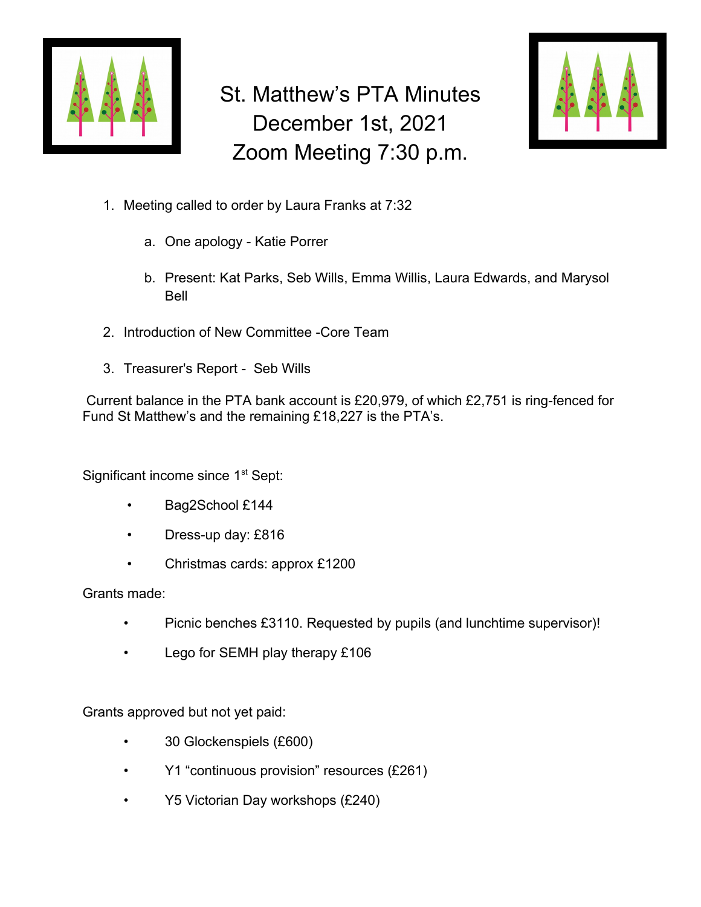# St. Matthew's PTA Minutes
# December 1st, 2021
# Zoom Meeting 7:30 p.m.

1. Meeting called to order by Laura Franks at 7:32
   a. One apology - Katie Porrer
   b. Present: Kat Parks, Seb Wills, Emma Willis, Laura Edwards, and Marysol Bell
2. Introduction of New Committee -Core Team
3. Treasurer's Report - Seb Wills

Current balance in the PTA bank account is £20,979, of which £2,751 is ring-fenced for Fund St Matthew's and the remaining £18,227 is the PTA's.

Significant income since 1st Sept:

- Bag2School £144
- Dress-up day: £816
- Christmas cards: approx £1200

Grants made:

- Picnic benches £3110. Requested by pupils (and lunchtime supervisor)!
- Lego for SEMH play therapy £106

Grants approved but not yet paid:

- 30 Glockenspiels (£600)
- Y1 "continuous provision" resources (£261)
- Y5 Victorian Day workshops (£240)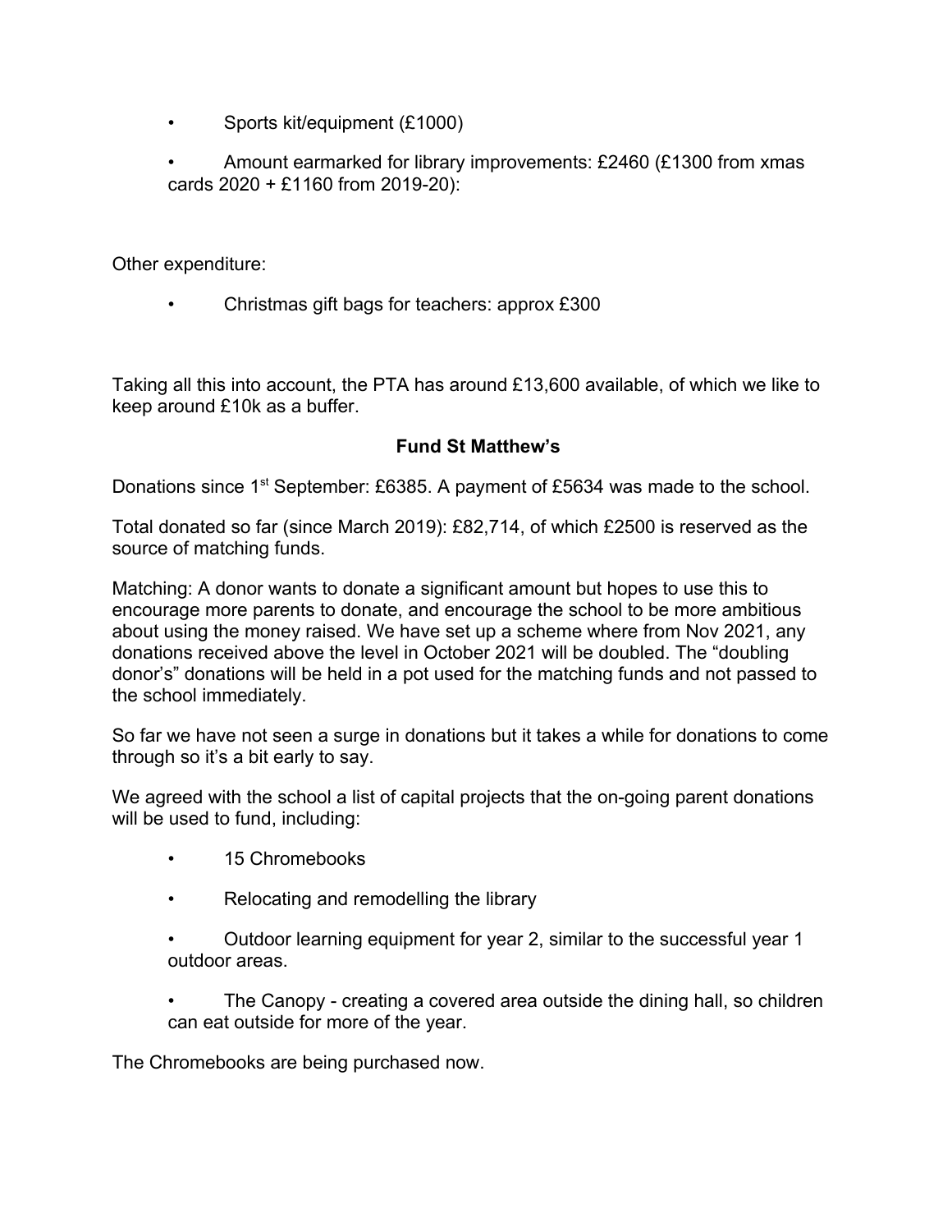- Sports kit/equipment (£1000)
- Amount earmarked for library improvements: £2460 (£1300 from xmas cards 2020 + £1160 from 2019-20):

Other expenditure:

- Christmas gift bags for teachers: approx £300

Taking all this into account, the PTA has around £13,600 available, of which we like to keep around £10k as a buffer.

**Fund St Matthew's**

Donations since 1st September: £6385. A payment of £5634 was made to the school.

Total donated so far (since March 2019): £82,714, of which £2500 is reserved as the source of matching funds.

Matching: A donor wants to donate a significant amount but hopes to use this to encourage more parents to donate, and encourage the school to be more ambitious about using the money raised. We have set up a scheme where from Nov 2021, any donations received above the level in October 2021 will be doubled. The "doubling donor's" donations will be held in a pot used for the matching funds and not passed to the school immediately.

So far we have not seen a surge in donations but it takes a while for donations to come through so it's a bit early to say.

We agreed with the school a list of capital projects that the on-going parent donations will be used to fund, including:

- 15 Chromebooks
- Relocating and remodelling the library
- Outdoor learning equipment for year 2, similar to the successful year 1 outdoor areas.
- The Canopy - creating a covered area outside the dining hall, so children can eat outside for more of the year.

The Chromebooks are being purchased now.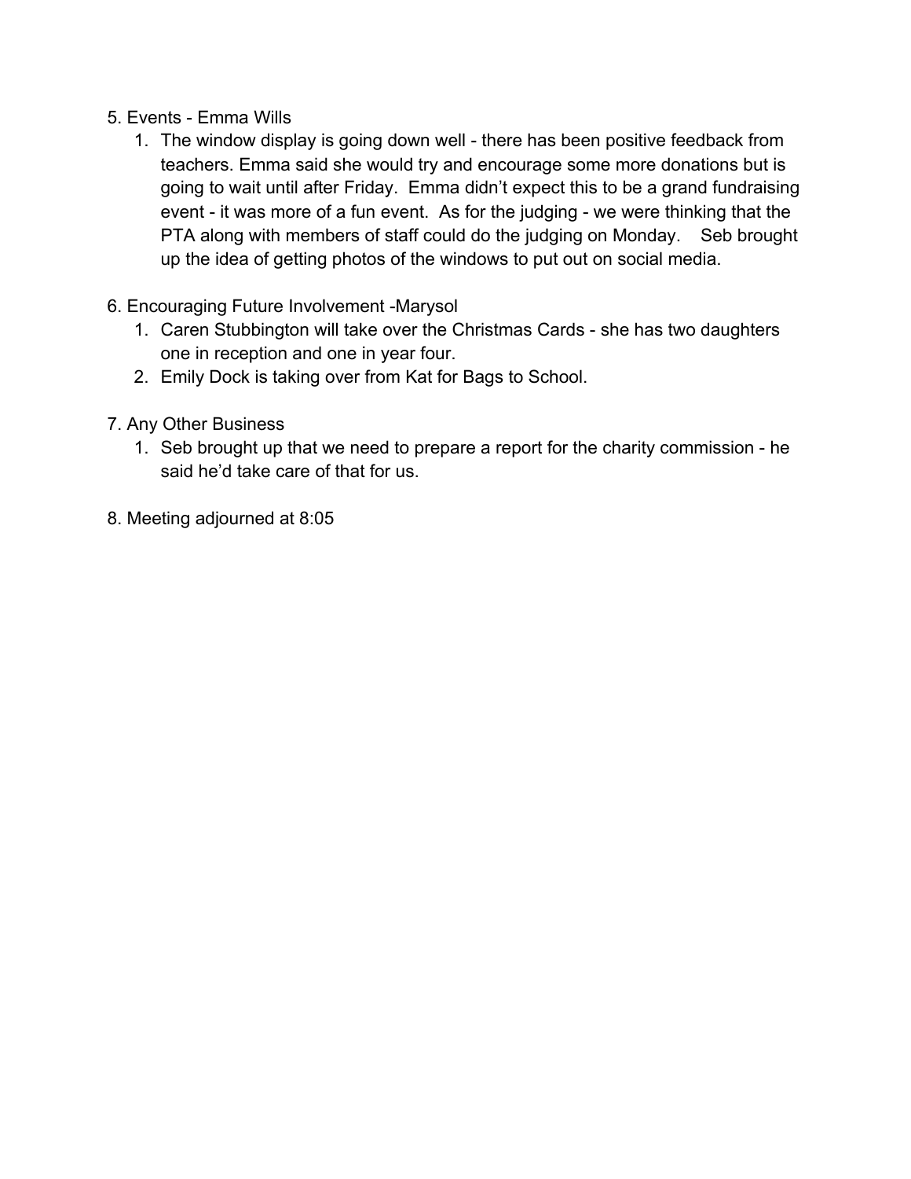5. Events - Emma Wills
    1. The window display is going down well - there has been positive feedback from teachers. Emma said she would try and encourage some more donations but is going to wait until after Friday. Emma didn't expect this to be a grand fundraising event - it was more of a fun event. As for the judging - we were thinking that the PTA along with members of staff could do the judging on Monday. Seb brought up the idea of getting photos of the windows to put out on social media.

6. Encouraging Future Involvement -Marysol
    1. Caren Stubbington will take over the Christmas Cards - she has two daughters one in reception and one in year four.
    2. Emily Dock is taking over from Kat for Bags to School.

7. Any Other Business
    1. Seb brought up that we need to prepare a report for the charity commission - he said he'd take care of that for us.

8. Meeting adjourned at 8:05